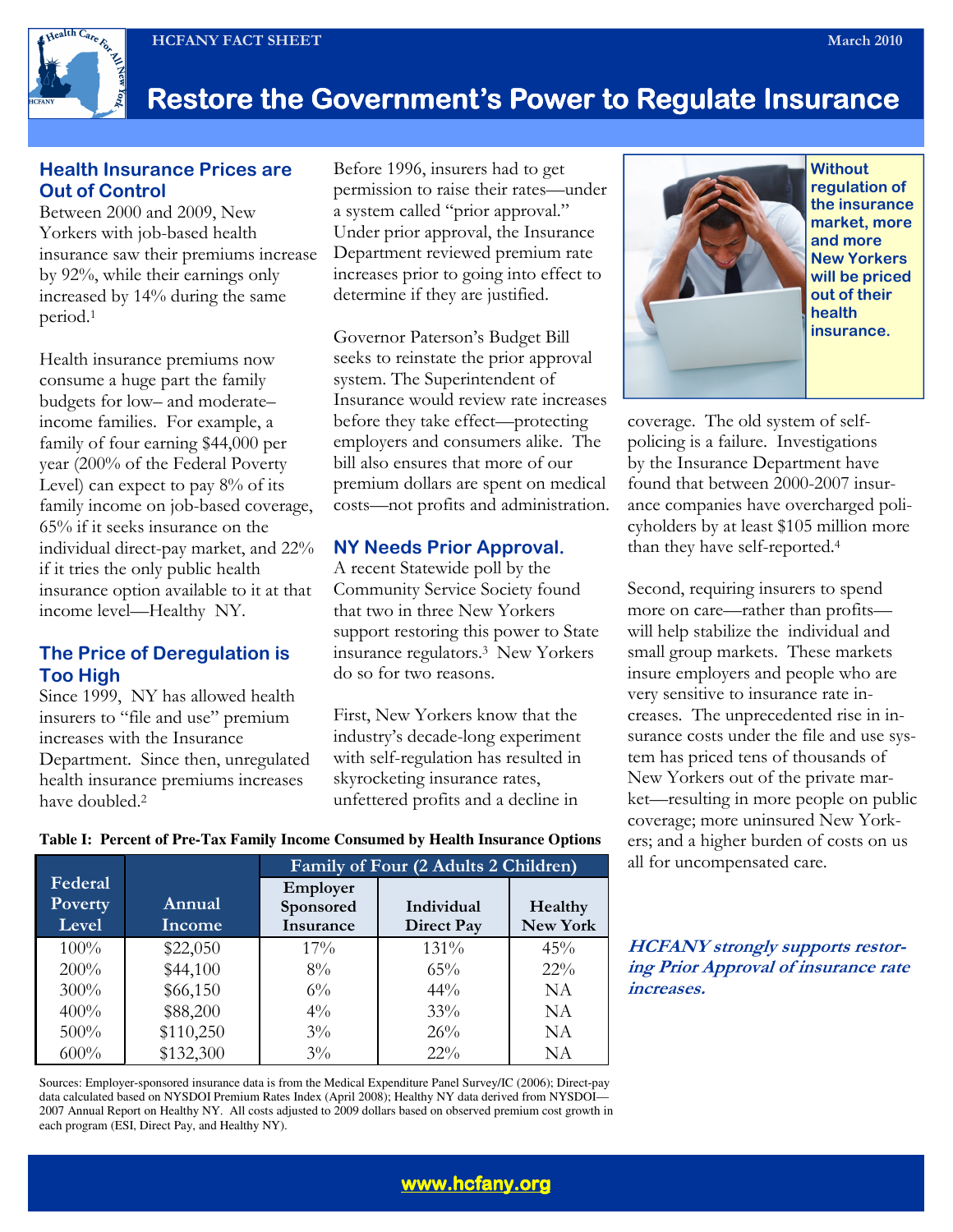HCFANY FACT SHEET

March 2010

# Restore the Government's Power to Regulate Insurance

## Health Insurance Prices are Out of Control

Between 2000 and 2009, New Yorkers with job-based health insurance saw their premiums increase by 92%, while their earnings only increased by 14% during the same period.[1]

Health insurance premiums now consume a huge part the family budgets for low– and moderate– income families. For example, a family of four earning $44,000 per year (200% of the Federal Poverty Level) can expect to pay 8% of its family income on job-based coverage, 65% if it seeks insurance on the individual direct-pay market, and 22% if it tries the only public health insurance option available to it at that income level—Healthy NY.

## The Price of Deregulation is Too High

Since 1999, NY has allowed health insurers to "file and use" premium increases with the Insurance Department. Since then, unregulated health insurance premiums increases have doubled.[2]

Before 1996, insurers had to get permission to raise their rates—under a system called "prior approval." Under prior approval, the Insurance Department reviewed premium rate increases prior to going into effect to determine if they are justified.

Governor Paterson's Budget Bill seeks to reinstate the prior approval system. The Superintendent of Insurance would review rate increases before they take effect—protecting employers and consumers alike. The bill also ensures that more of our premium dollars are spent on medical costs—not profits and administration.

## NY Needs Prior Approval.

A recent Statewide poll by the Community Service Society found that two in three New Yorkers support restoring this power to State insurance regulators.[3] New Yorkers do so for two reasons.

First, New Yorkers know that the industry's decade-long experiment with self-regulation has resulted in skyrocketing insurance rates, unfettered profits and a decline in coverage. The old system of self-policing is a failure. Investigations by the Insurance Department have found that between 2000-2007 insurance companies have overcharged policyholders by at least $105 million more than they have self-reported.[4]

**Without regulation of the insurance market, more and more New Yorkers will be priced out of their health insurance.**

Second, requiring insurers to spend more on care—rather than profits—will help stabilize the individual and small group markets. These markets insure employers and people who are very sensitive to insurance rate increases. The unprecedented rise in insurance costs under the file and use system has priced tens of thousands of New Yorkers out of the private market—resulting in more people on public coverage; more uninsured New Yorkers; and a higher burden of costs on us all for uncompensated care.

***HCFANY strongly supports restoring Prior Approval of insurance rate increases.***

**Table I: Percent of Pre-Tax Family Income Consumed by Health Insurance Options**

| | | Family of Four (2 Adults 2 Children) | | |
|---|---|---|---|---|
| Federal Poverty Level | Annual Income | Employer Sponsored Insurance | Individual Direct Pay | Healthy New York |
| 100% | $22,050 | 17% | 131% | 45% |
| 200% | $44,100 | 8% | 65% | 22% |
| 300% | $66,150 | 6% | 44% | NA |
| 400% | $88,200 | 4% | 33% | NA |
| 500% | $110,250 | 3% | 26% | NA |
| 600% | $132,300 | 3% | 22% | NA |

Sources: Employer-sponsored insurance data is from the Medical Expenditure Panel Survey/IC (2006); Direct-pay data calculated based on NYSDOI Premium Rates Index (April 2008); Healthy NY data derived from NYSDOI—2007 Annual Report on Healthy NY. All costs adjusted to 2009 dollars based on observed premium cost growth in each program (ESI, Direct Pay, and Healthy NY).

www.hcfany.org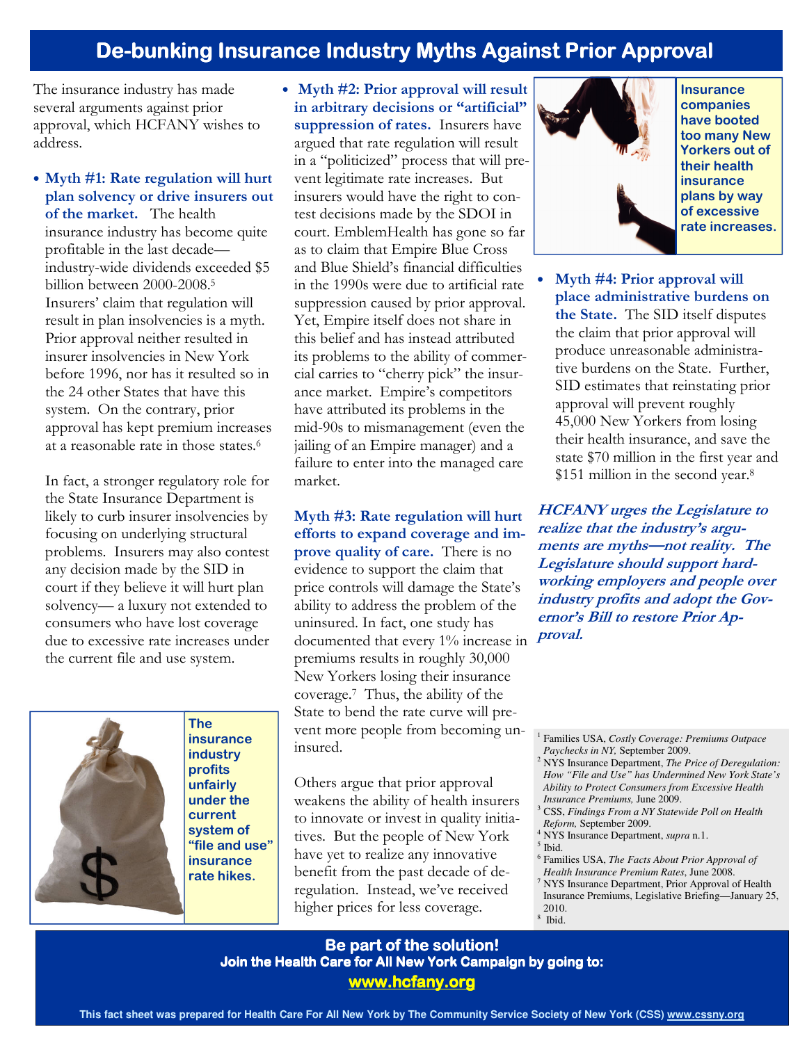# De-bunking Insurance Industry Myths Against Prior Approval

The insurance industry has made several arguments against prior approval, which HCFANY wishes to address.

- **Myth #1: Rate regulation will hurt plan solvency or drive insurers out of the market.** The health insurance industry has become quite profitable in the last decade—industry-wide dividends exceeded $5 billion between 2000-2008.[5] Insurers' claim that regulation will result in plan insolvencies is a myth. Prior approval neither resulted in insurer insolvencies in New York before 1996, nor has it resulted so in the 24 other States that have this system. On the contrary, prior approval has kept premium increases at a reasonable rate in those states.[6]

  In fact, a stronger regulatory role for the State Insurance Department is likely to curb insurer insolvencies by focusing on underlying structural problems. Insurers may also contest any decision made by the SID in court if they believe it will hurt plan solvency— a luxury not extended to consumers who have lost coverage due to excessive rate increases under the current file and use system.

**The insurance industry profits unfairly under the current system of "file and use" insurance rate hikes.**

- **Myth #2: Prior approval will result in arbitrary decisions or "artificial" suppression of rates.** Insurers have argued that rate regulation will result in a "politicized" process that will prevent legitimate rate increases. But insurers would have the right to contest decisions made by the SDOI in court. EmblemHealth has gone so far as to claim that Empire Blue Cross and Blue Shield's financial difficulties in the 1990s were due to artificial rate suppression caused by prior approval. Yet, Empire itself does not share in this belief and has instead attributed its problems to the ability of commercial carries to "cherry pick" the insurance market. Empire's competitors have attributed its problems in the mid-90s to mismanagement (even the jailing of an Empire manager) and a failure to enter into the managed care market.

**Myth #3: Rate regulation will hurt efforts to expand coverage and improve quality of care.** There is no evidence to support the claim that price controls will damage the State's ability to address the problem of the uninsured. In fact, one study has documented that every 1% increase in premiums results in roughly 30,000 New Yorkers losing their insurance coverage.[7] Thus, the ability of the State to bend the rate curve will prevent more people from becoming uninsured.

Others argue that prior approval weakens the ability of health insurers to innovate or invest in quality initiatives. But the people of New York have yet to realize any innovative benefit from the past decade of deregulation. Instead, we've received higher prices for less coverage.

**Insurance companies have booted too many New Yorkers out of their health insurance plans by way of excessive rate increases.**

- **Myth #4: Prior approval will place administrative burdens on the State.** The SID itself disputes the claim that prior approval will produce unreasonable administrative burdens on the State. Further, SID estimates that reinstating prior approval will prevent roughly 45,000 New Yorkers from losing their health insurance, and save the state $70 million in the first year and $151 million in the second year.[8]

***HCFANY urges the Legislature to realize that the industry's arguments are myths—not reality. The Legislature should support hard-working employers and people over industry profits and adopt the Governor's Bill to restore Prior Approval.***

[1] Families USA, *Costly Coverage: Premiums Outpace Paychecks in NY,* September 2009.
[2] NYS Insurance Department, *The Price of Deregulation: How "File and Use" has Undermined New York State's Ability to Protect Consumers from Excessive Health Insurance Premiums,* June 2009.
[3] CSS, *Findings From a NY Statewide Poll on Health Reform,* September 2009.
[4] NYS Insurance Department, *supra* n.1.
[5] Ibid.
[6] Families USA, *The Facts About Prior Approval of Health Insurance Premium Rates*, June 2008.
[7] NYS Insurance Department, Prior Approval of Health Insurance Premiums, Legislative Briefing—January 25, 2010.
[8] Ibid.

**Be part of the solution!**
**Join the Health Care for All New York Campaign by going to:**
**www.hcfany.org**

This fact sheet was prepared for Health Care For All New York by The Community Service Society of New York (CSS) www.cssny.org